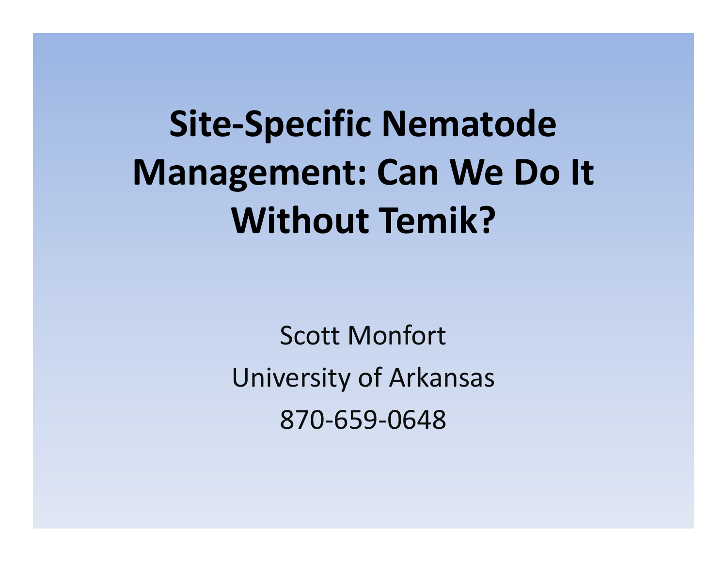# Site-Specific Nematode Management: Can We Do It Without Temik?

Scott Monfort

University of Arkansas

870-659-0648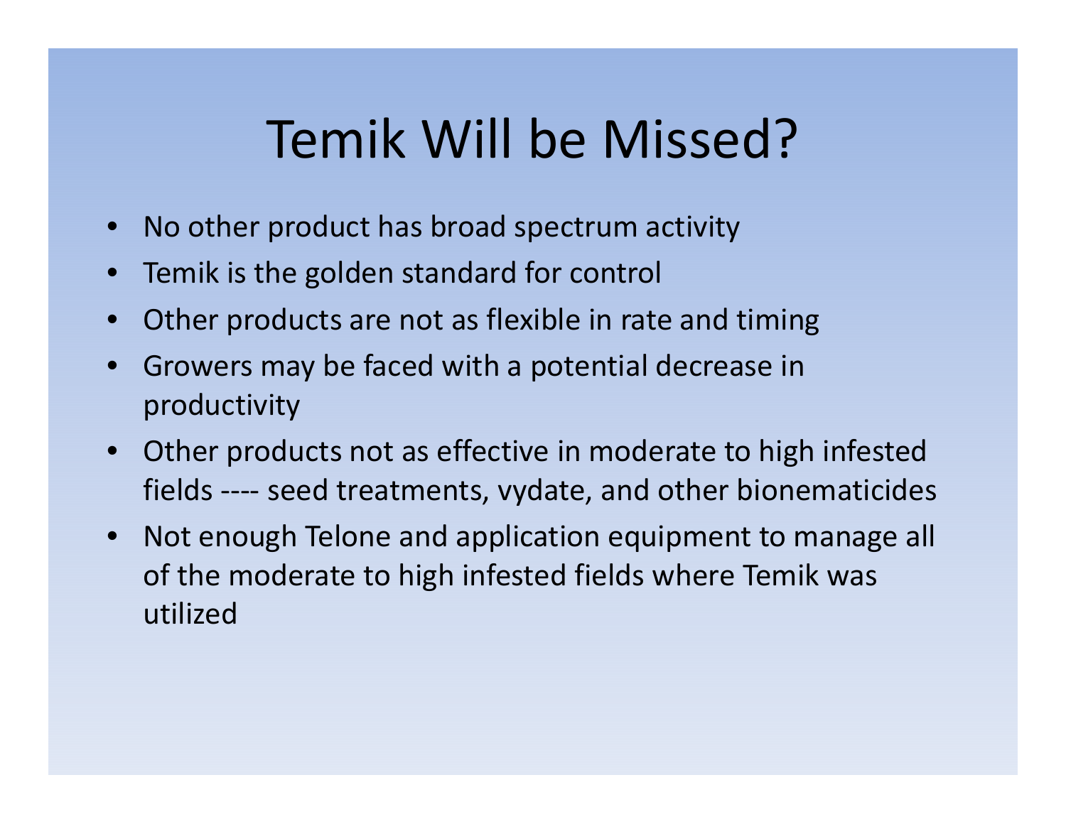# Temik Will be Missed?

- No other product has broad spectrum activity
- Temik is the golden standard for control
- Other products are not as flexible in rate and timing
- Growers may be faced with a potential decrease in productivity
- Other products not as effective in moderate to high infested fields ---- seed treatments, vydate, and other bionematicides
- Not enough Telone and application equipment to manage all of the moderate to high infested fields where Temik was utilized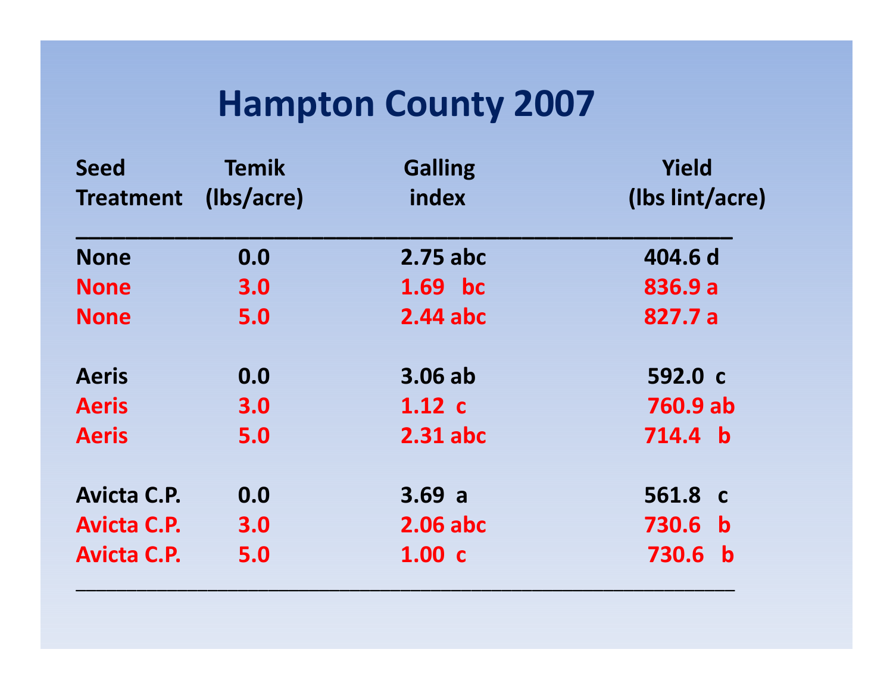# Hampton County 2007

| Seed Treatment | Temik (lbs/acre) | Galling index | Yield (lbs lint/acre) |
|---|---|---|---|
| None | 0.0 | 2.75 abc | 404.6 d |
| None | 3.0 | 1.69 bc | 836.9 a |
| None | 5.0 | 2.44 abc | 827.7 a |
| Aeris | 0.0 | 3.06 ab | 592.0 c |
| Aeris | 3.0 | 1.12 c | 760.9 ab |
| Aeris | 5.0 | 2.31 abc | 714.4 b |
| Avicta C.P. | 0.0 | 3.69 a | 561.8 c |
| Avicta C.P. | 3.0 | 2.06 abc | 730.6 b |
| Avicta C.P. | 5.0 | 1.00 c | 730.6 b |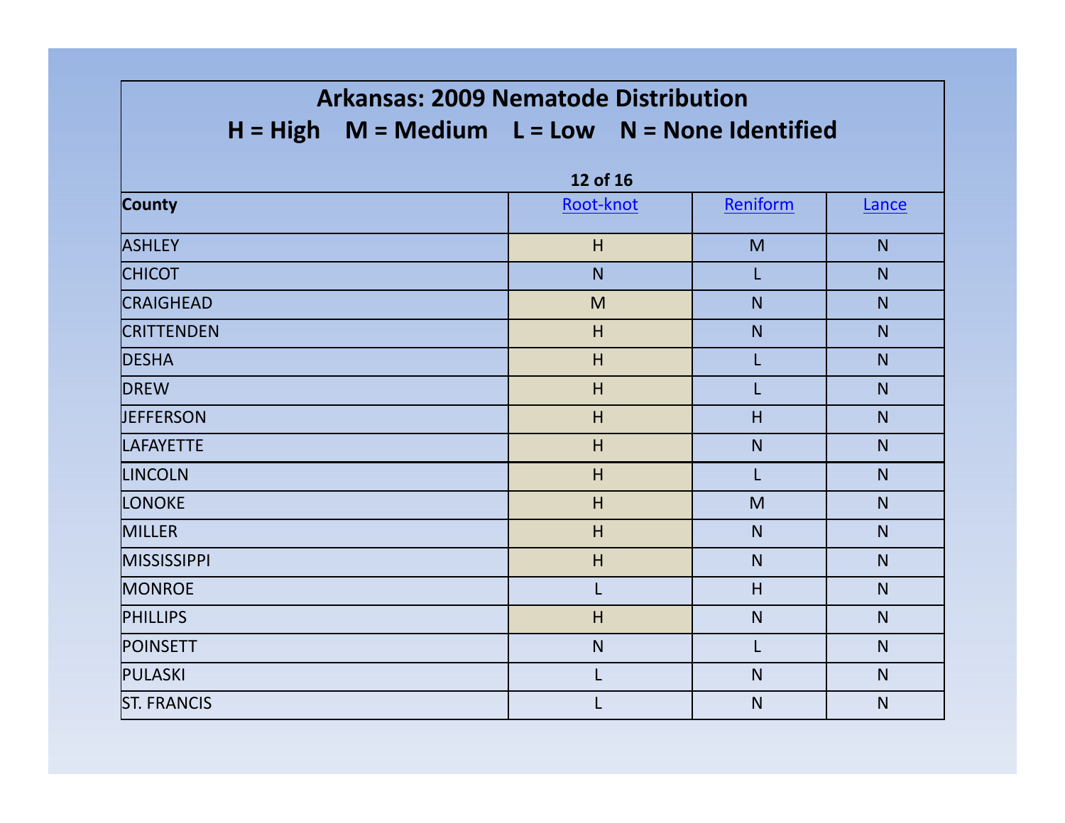# Arkansas: 2009 Nematode Distribution

## H = High M = Medium L = Low N = None Identified

**12 of 16**

| County | Root-knot | Reniform | Lance |
|---|---|---|---|
| ASHLEY | H | M | N |
| CHICOT | N | L | N |
| CRAIGHEAD | M | N | N |
| CRITTENDEN | H | N | N |
| DESHA | H | L | N |
| DREW | H | L | N |
| JEFFERSON | H | H | N |
| LAFAYETTE | H | N | N |
| LINCOLN | H | L | N |
| LONOKE | H | M | N |
| MILLER | H | N | N |
| MISSISSIPPI | H | N | N |
| MONROE | L | H | N |
| PHILLIPS | H | N | N |
| POINSETT | N | L | N |
| PULASKI | L | N | N |
| ST. FRANCIS | L | N | N |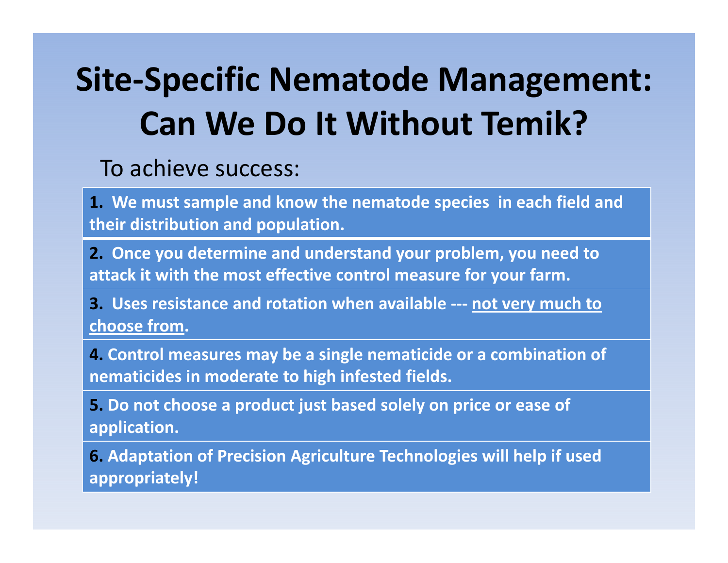# Site-Specific Nematode Management: Can We Do It Without Temik?

To achieve success:

**1. We must sample and know the nematode species in each field and their distribution and population.**

**2. Once you determine and understand your problem, you need to attack it with the most effective control measure for your farm.**

**3. Uses resistance and rotation when available --- <u>not very much to choose from</u>.**

**4. Control measures may be a single nematicide or a combination of nematicides in moderate to high infested fields.**

**5. Do not choose a product just based solely on price or ease of application.**

**6. Adaptation of Precision Agriculture Technologies will help if used appropriately!**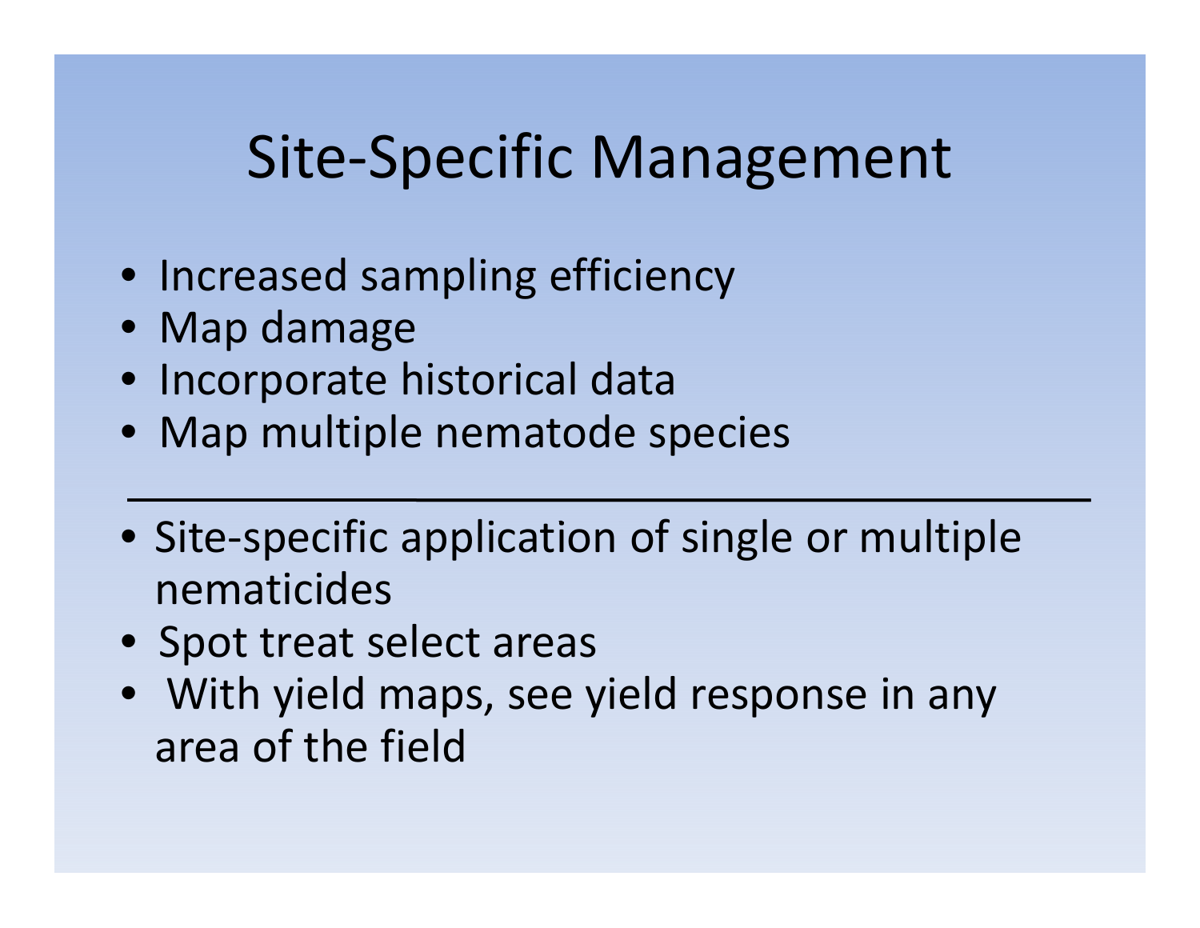# Site-Specific Management

- Increased sampling efficiency
- Map damage
- Incorporate historical data
- Map multiple nematode species

---

- Site-specific application of single or multiple nematicides
- Spot treat select areas
- With yield maps, see yield response in any area of the field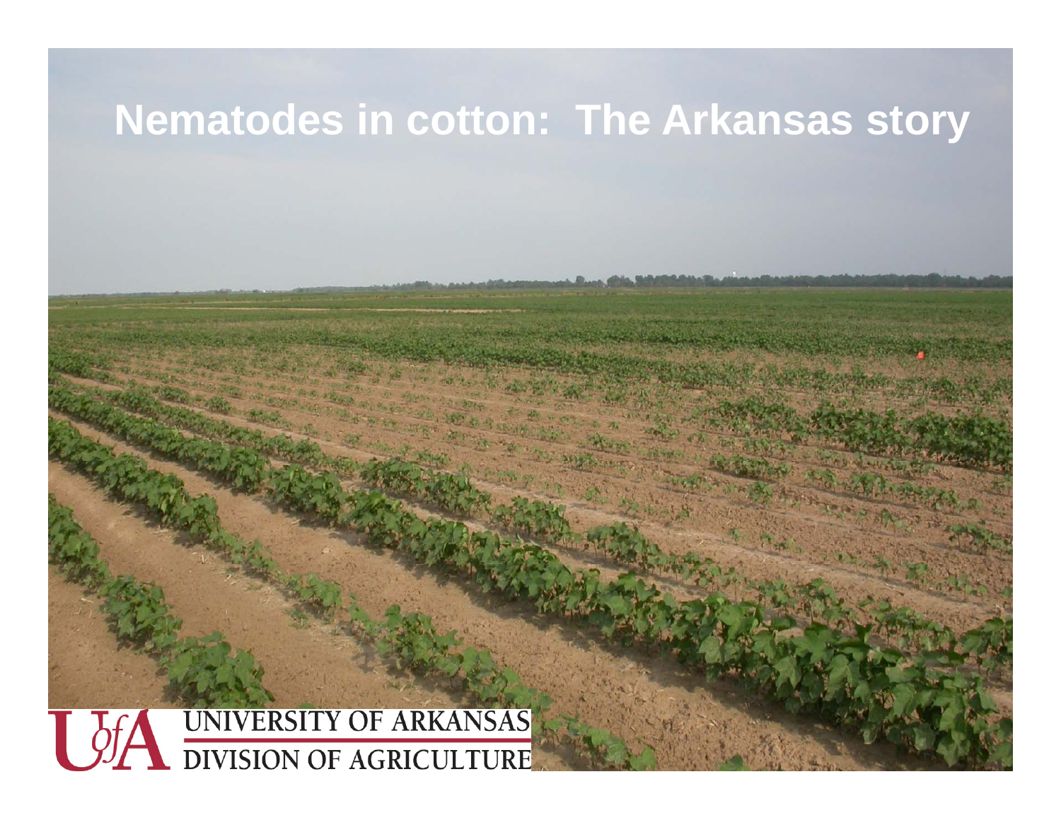# Nematodes in cotton: The Arkansas story

UNIVERSITY OF ARKANSAS
DIVISION OF AGRICULTURE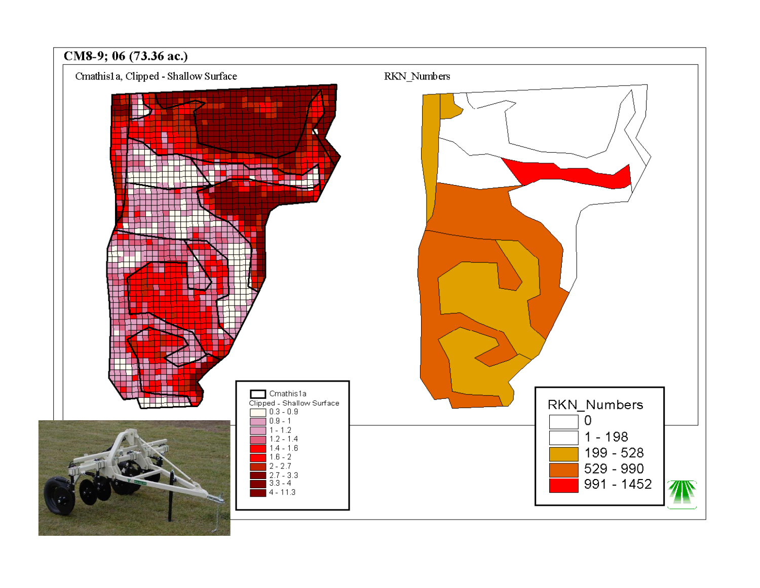# CM8-9; 06 (73.36 ac.)

Cmathis1a, Clipped - Shallow Surface

RKN_Numbers

Cmathis1a

Clipped - Shallow Surface

- 0.3 - 0.9
- 0.9 - 1
- 1 - 1.2
- 1.2 - 1.4
- 1.4 - 1.6
- 1.6 - 2
- 2 - 2.7
- 2.7 - 3.3
- 3.3 - 4
- 4 - 11.3

RKN_Numbers

- 0
- 1 - 198
- 199 - 528
- 529 - 990
- 991 - 1452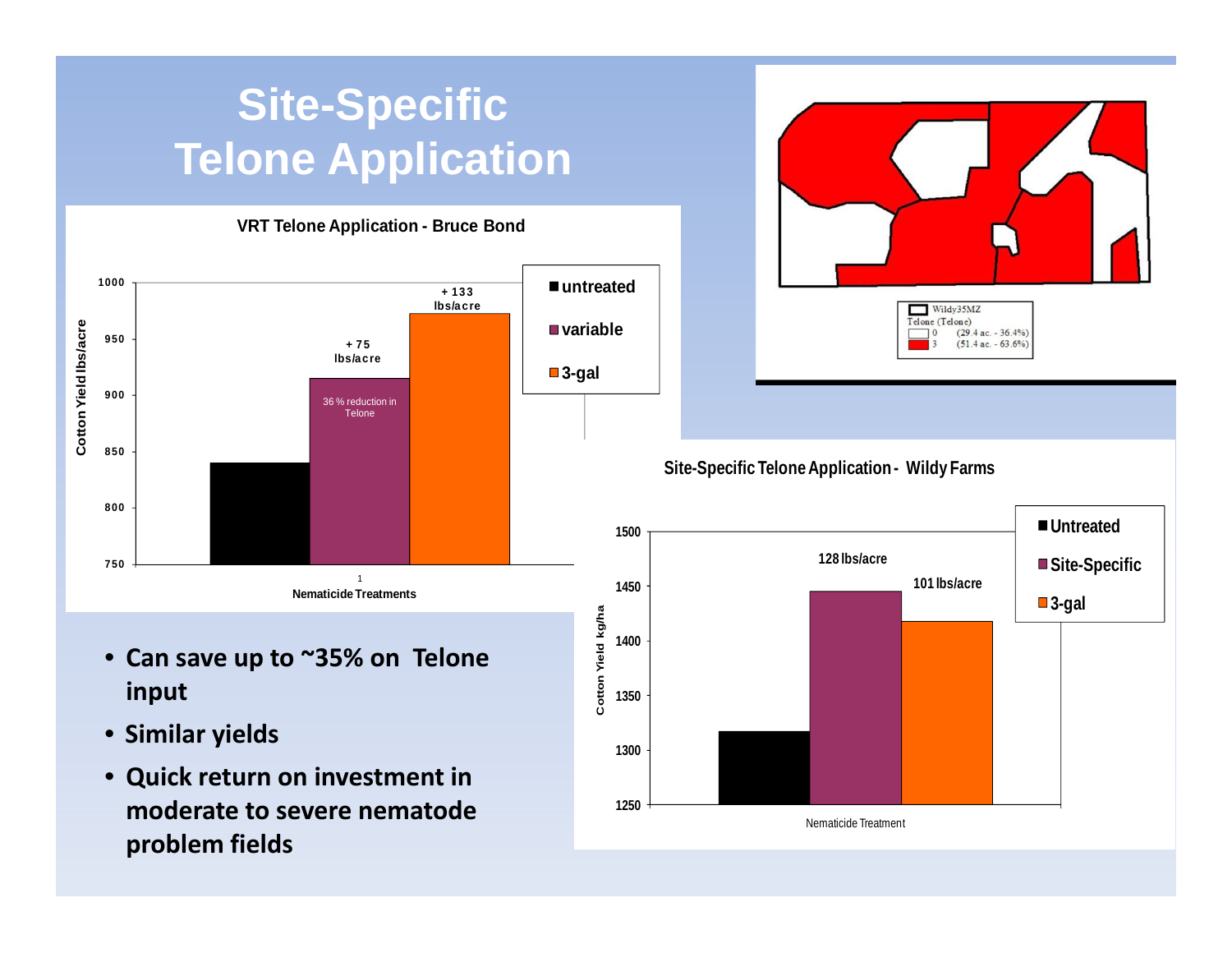# Site-Specific Telone Application

**VRT Telone Application - Bruce Bond**

Cotton Yield lbs/acre

- untreated
- variable
- 3-gal

+ 75 lbs/acre

+ 133 lbs/acre

36 % reduction in Telone

Nematicide Treatments

Wildy35MZ
Telone (Telone)
0 (29.4 ac. - 36.4%)
3 (51.4 ac. - 63.6%)

**Site-Specific Telone Application - Wildy Farms**

Cotton Yield kg/ha

- Untreated
- Site-Specific
- 3-gal

128 lbs/acre

101 lbs/acre

Nematicide Treatment

- **Can save up to ~35% on Telone input**
- **Similar yields**
- **Quick return on investment in moderate to severe nematode problem fields**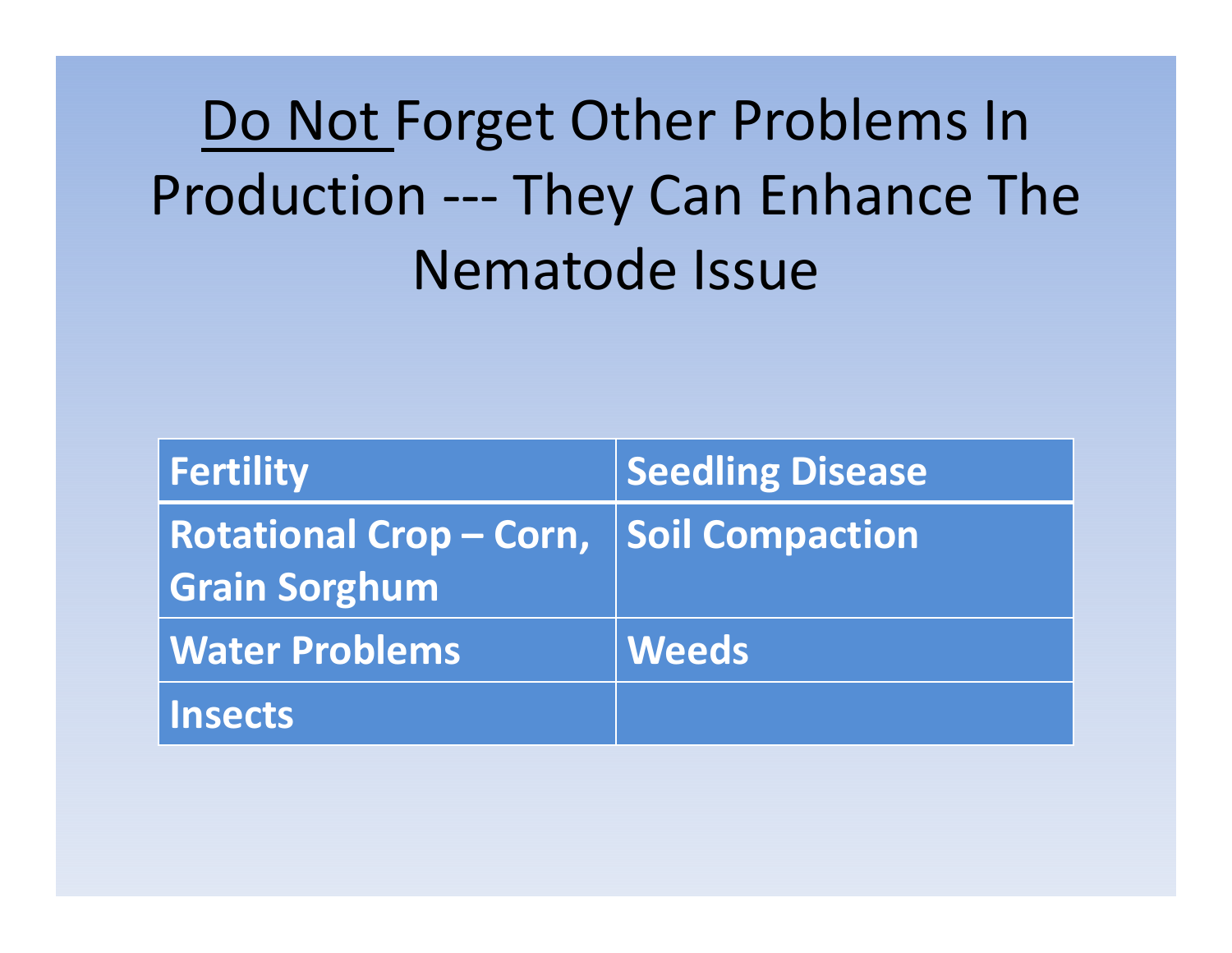# Do Not Forget Other Problems In Production --- They Can Enhance The Nematode Issue

| | |
|---|---|
| **Fertility** | **Seedling Disease** |
| **Rotational Crop – Corn, Grain Sorghum** | **Soil Compaction** |
| **Water Problems** | **Weeds** |
| **Insects** | |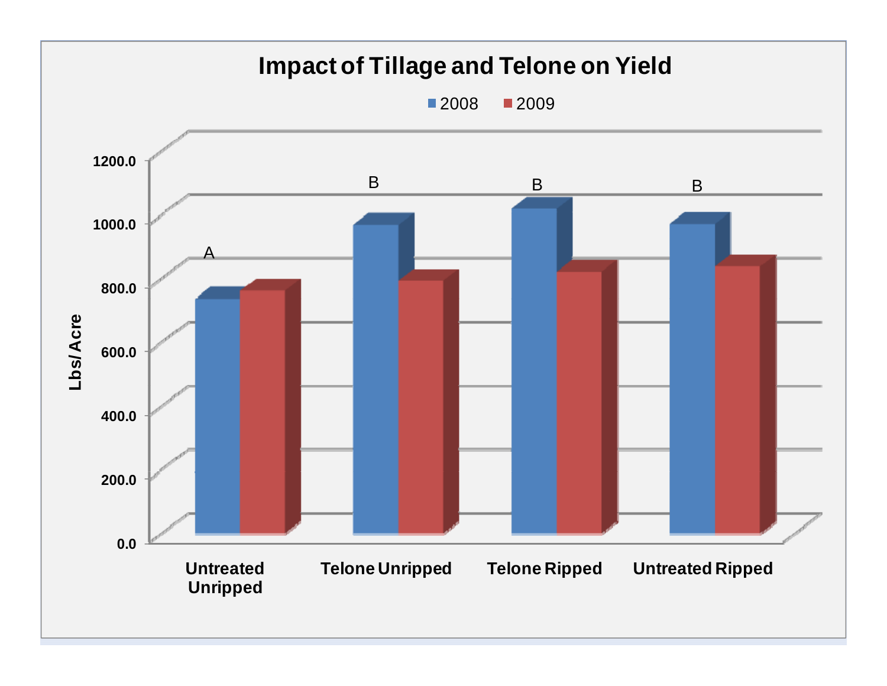Impact of Tillage and Telone on Yield

2008
2009

Lbs/Acre

1200.0
1000.0
800.0
600.0
400.0
200.0
0.0

A
B
B
B

Untreated Unripped
Telone Unripped
Telone Ripped
Untreated Ripped